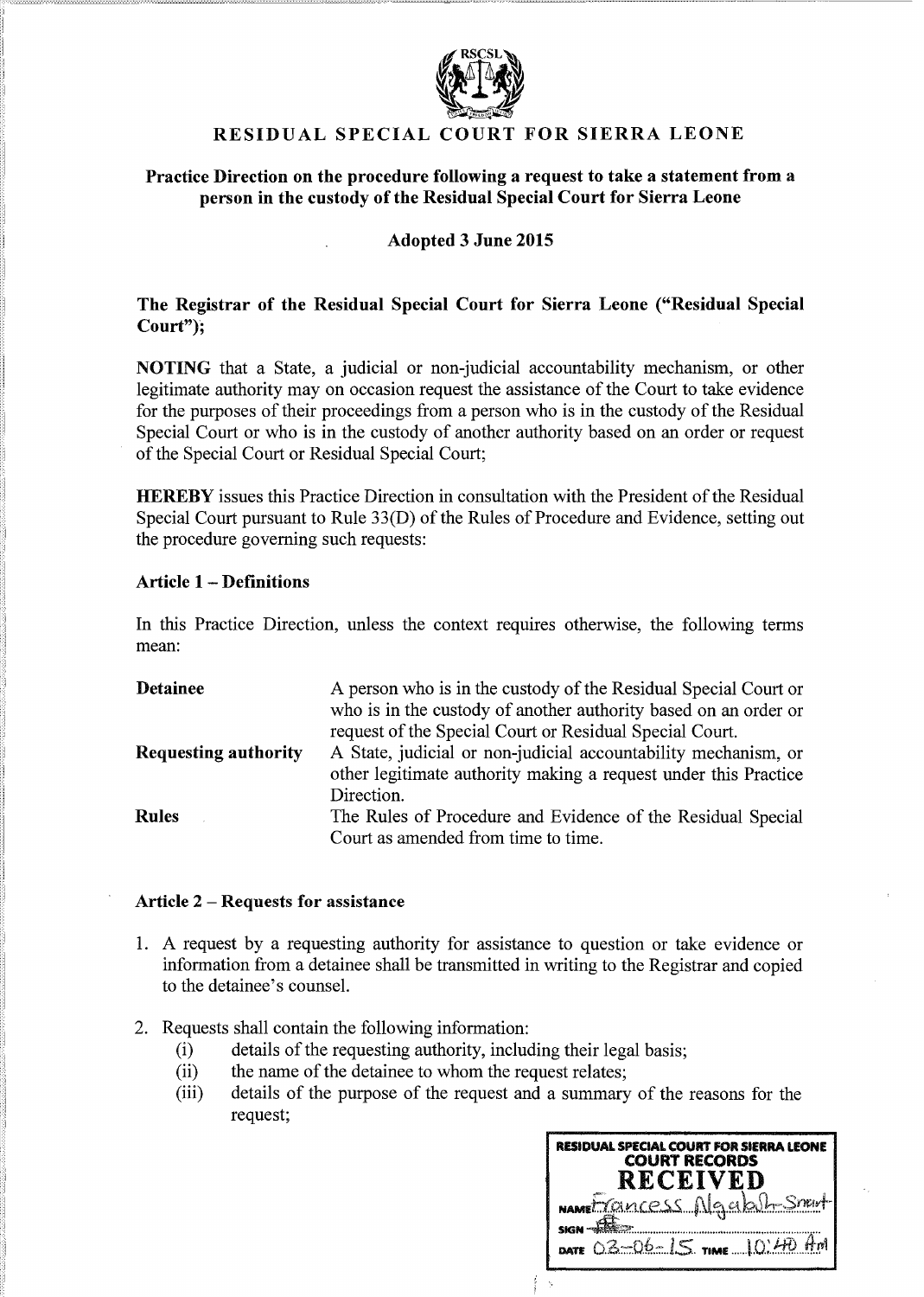# RESIDUAL SPECIAL COURT FOR SIERRA LEONE

## Practice Direction on the procedure following a request to take a statement from a person in the custody of the Residual Special Court for Sierra Leone

**Adopted 3 June 2015**

**The Registrar of the Residual Special Court for Sierra Leone ("Residual Special Court");**

**NOTING** that a State, a judicial or non-judicial accountability mechanism, or other legitimate authority may on occasion request the assistance of the Court to take evidence for the purposes of their proceedings from a person who is in the custody of the Residual Special Court or who is in the custody of another authority based on an order or request of the Special Court or Residual Special Court;

**HEREBY** issues this Practice Direction in consultation with the President of the Residual Special Court pursuant to Rule 33(D) of the Rules of Procedure and Evidence, setting out the procedure governing such requests:

### Article 1 – Definitions

In this Practice Direction, unless the context requires otherwise, the following terms mean:

| | |
|---|---|
| **Detainee** | A person who is in the custody of the Residual Special Court or who is in the custody of another authority based on an order or request of the Special Court or Residual Special Court. |
| **Requesting authority** | A State, judicial or non-judicial accountability mechanism, or other legitimate authority making a request under this Practice Direction. |
| **Rules** | The Rules of Procedure and Evidence of the Residual Special Court as amended from time to time. |

### Article 2 – Requests for assistance

1. A request by a requesting authority for assistance to question or take evidence or information from a detainee shall be transmitted in writing to the Registrar and copied to the detainee's counsel.

2. Requests shall contain the following information:
   (i) details of the requesting authority, including their legal basis;
   (ii) the name of the detainee to whom the request relates;
   (iii) details of the purpose of the request and a summary of the reasons for the request;

RESIDUAL SPECIAL COURT FOR SIERRA LEONE
COURT RECORDS
RECEIVED
NAME Francess Alghali-Smart
SIGN
DATE 03-06-15 TIME 10:40 AM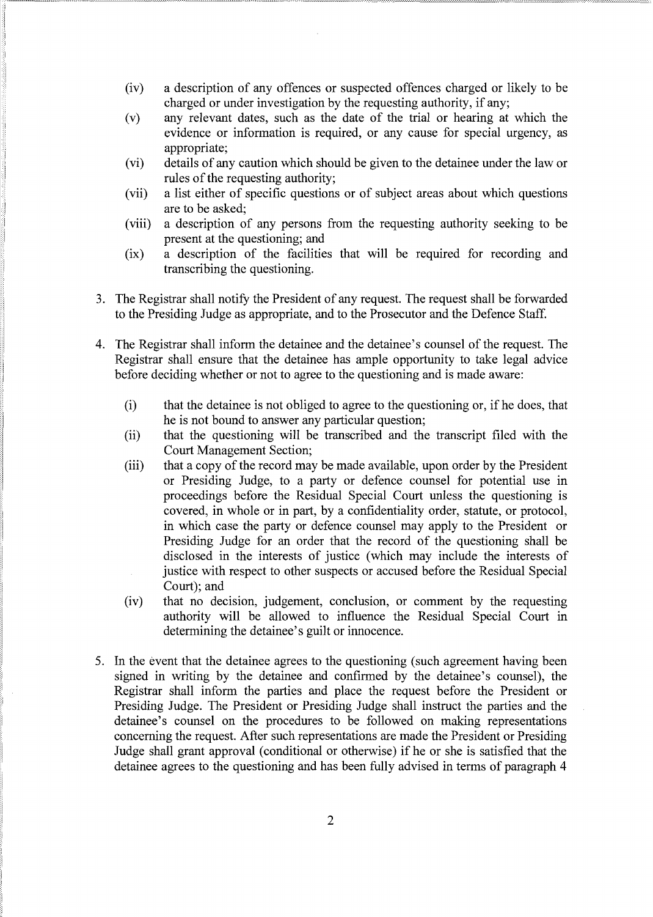(iv) a description of any offences or suspected offences charged or likely to be charged or under investigation by the requesting authority, if any;

(v) any relevant dates, such as the date of the trial or hearing at which the evidence or information is required, or any cause for special urgency, as appropriate;

(vi) details of any caution which should be given to the detainee under the law or rules of the requesting authority;

(vii) a list either of specific questions or of subject areas about which questions are to be asked;

(viii) a description of any persons from the requesting authority seeking to be present at the questioning; and

(ix) a description of the facilities that will be required for recording and transcribing the questioning.

3. The Registrar shall notify the President of any request. The request shall be forwarded to the Presiding Judge as appropriate, and to the Prosecutor and the Defence Staff.

4. The Registrar shall inform the detainee and the detainee's counsel of the request. The Registrar shall ensure that the detainee has ample opportunity to take legal advice before deciding whether or not to agree to the questioning and is made aware:

   (i) that the detainee is not obliged to agree to the questioning or, if he does, that he is not bound to answer any particular question;

   (ii) that the questioning will be transcribed and the transcript filed with the Court Management Section;

   (iii) that a copy of the record may be made available, upon order by the President or Presiding Judge, to a party or defence counsel for potential use in proceedings before the Residual Special Court unless the questioning is covered, in whole or in part, by a confidentiality order, statute, or protocol, in which case the party or defence counsel may apply to the President or Presiding Judge for an order that the record of the questioning shall be disclosed in the interests of justice (which may include the interests of justice with respect to other suspects or accused before the Residual Special Court); and

   (iv) that no decision, judgement, conclusion, or comment by the requesting authority will be allowed to influence the Residual Special Court in determining the detainee's guilt or innocence.

5. In the event that the detainee agrees to the questioning (such agreement having been signed in writing by the detainee and confirmed by the detainee's counsel), the Registrar shall inform the parties and place the request before the President or Presiding Judge. The President or Presiding Judge shall instruct the parties and the detainee's counsel on the procedures to be followed on making representations concerning the request. After such representations are made the President or Presiding Judge shall grant approval (conditional or otherwise) if he or she is satisfied that the detainee agrees to the questioning and has been fully advised in terms of paragraph 4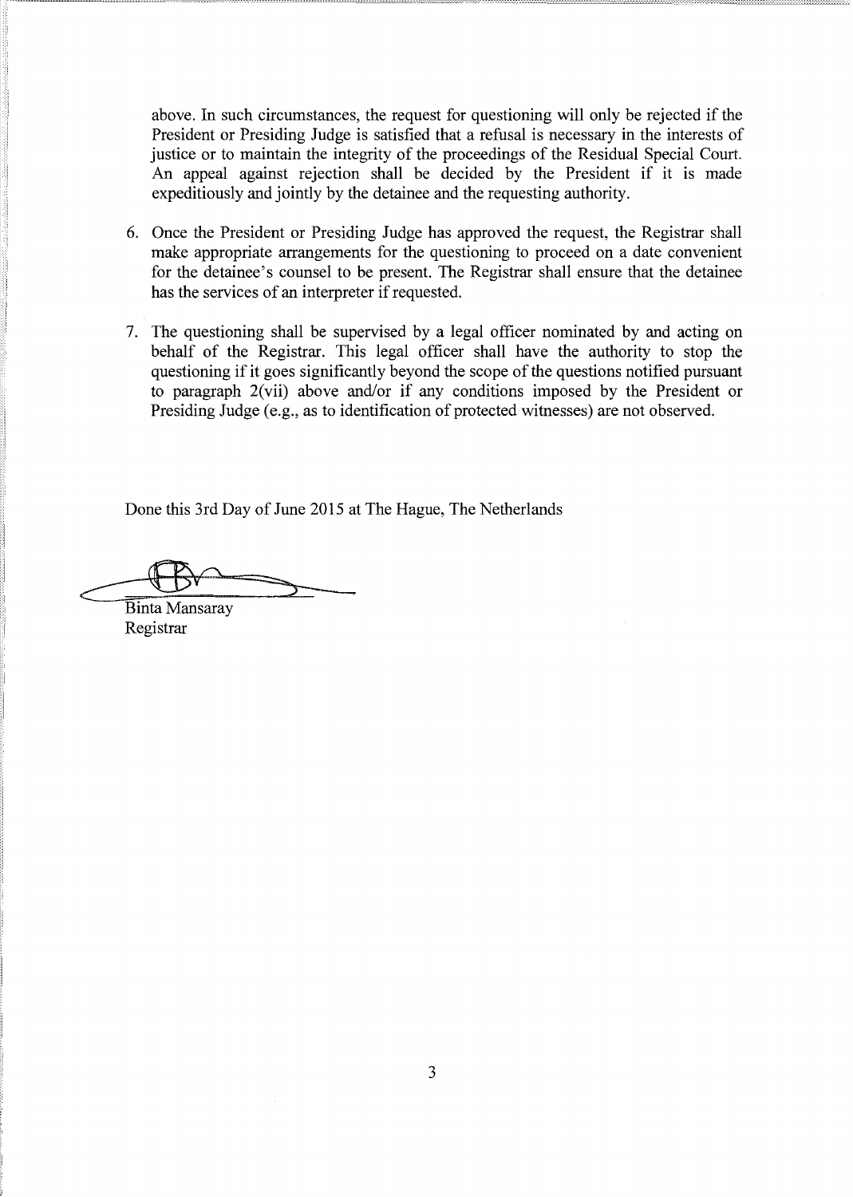above. In such circumstances, the request for questioning will only be rejected if the President or Presiding Judge is satisfied that a refusal is necessary in the interests of justice or to maintain the integrity of the proceedings of the Residual Special Court. An appeal against rejection shall be decided by the President if it is made expeditiously and jointly by the detainee and the requesting authority.

6. Once the President or Presiding Judge has approved the request, the Registrar shall make appropriate arrangements for the questioning to proceed on a date convenient for the detainee's counsel to be present. The Registrar shall ensure that the detainee has the services of an interpreter if requested.

7. The questioning shall be supervised by a legal officer nominated by and acting on behalf of the Registrar. This legal officer shall have the authority to stop the questioning if it goes significantly beyond the scope of the questions notified pursuant to paragraph 2(vii) above and/or if any conditions imposed by the President or Presiding Judge (e.g., as to identification of protected witnesses) are not observed.

Done this 3rd Day of June 2015 at The Hague, The Netherlands

Binta Mansaray
Registrar